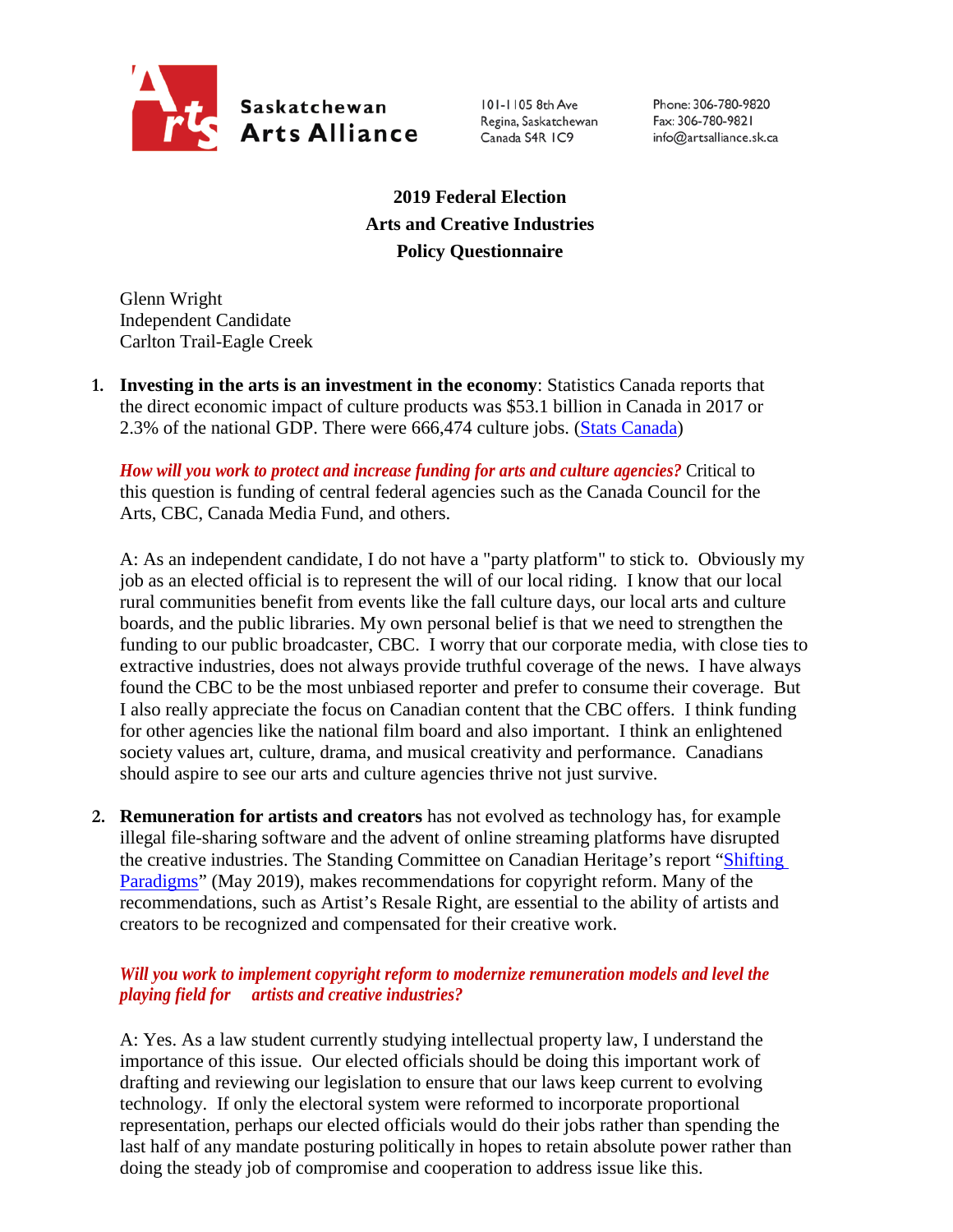Saskatchewan Arts Alliance

101-1105 8th Ave
Regina, Saskatchewan
Canada S4R 1C9

Phone: 306-780-9820
Fax: 306-780-9821
info@artsalliance.sk.ca

**2019 Federal Election**
**Arts and Creative Industries**
**Policy Questionnaire**

Glenn Wright
Independent Candidate
Carlton Trail-Eagle Creek

1. **Investing in the arts is an investment in the economy**: Statistics Canada reports that the direct economic impact of culture products was $53.1 billion in Canada in 2017 or 2.3% of the national GDP. There were 666,474 culture jobs. (Stats Canada)

   ***How will you work to protect and increase funding for arts and culture agencies?*** Critical to this question is funding of central federal agencies such as the Canada Council for the Arts, CBC, Canada Media Fund, and others.

   A: As an independent candidate, I do not have a "party platform" to stick to. Obviously my job as an elected official is to represent the will of our local riding. I know that our local rural communities benefit from events like the fall culture days, our local arts and culture boards, and the public libraries. My own personal belief is that we need to strengthen the funding to our public broadcaster, CBC. I worry that our corporate media, with close ties to extractive industries, does not always provide truthful coverage of the news. I have always found the CBC to be the most unbiased reporter and prefer to consume their coverage. But I also really appreciate the focus on Canadian content that the CBC offers. I think funding for other agencies like the national film board and also important. I think an enlightened society values art, culture, drama, and musical creativity and performance. Canadians should aspire to see our arts and culture agencies thrive not just survive.

2. **Remuneration for artists and creators** has not evolved as technology has, for example illegal file-sharing software and the advent of online streaming platforms have disrupted the creative industries. The Standing Committee on Canadian Heritage's report "Shifting Paradigms" (May 2019), makes recommendations for copyright reform. Many of the recommendations, such as Artist's Resale Right, are essential to the ability of artists and creators to be recognized and compensated for their creative work.

   ***Will you work to implement copyright reform to modernize remuneration models and level the playing field for artists and creative industries?***

   A: Yes. As a law student currently studying intellectual property law, I understand the importance of this issue. Our elected officials should be doing this important work of drafting and reviewing our legislation to ensure that our laws keep current to evolving technology. If only the electoral system were reformed to incorporate proportional representation, perhaps our elected officials would do their jobs rather than spending the last half of any mandate posturing politically in hopes to retain absolute power rather than doing the steady job of compromise and cooperation to address issue like this.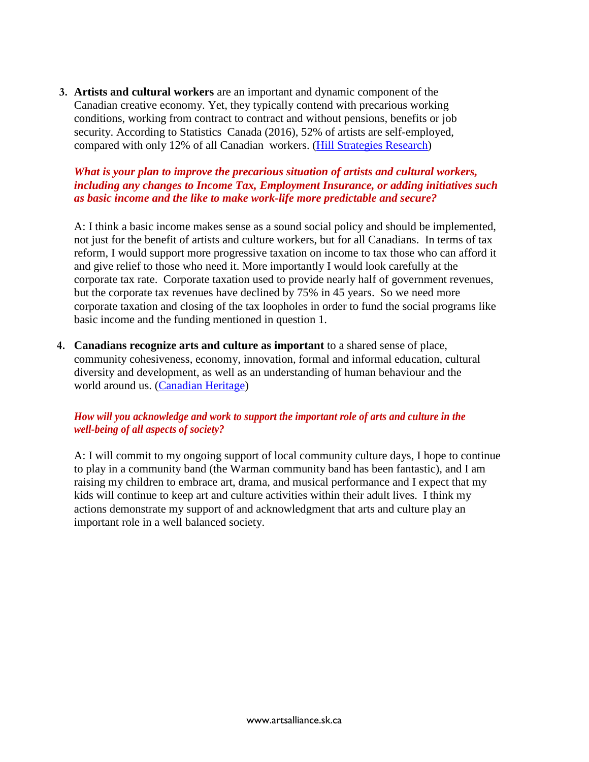3. **Artists and cultural workers** are an important and dynamic component of the Canadian creative economy. Yet, they typically contend with precarious working conditions, working from contract to contract and without pensions, benefits or job security. According to Statistics Canada (2016), 52% of artists are self-employed, compared with only 12% of all Canadian workers. (Hill Strategies Research)

   ***What is your plan to improve the precarious situation of artists and cultural workers, including any changes to Income Tax, Employment Insurance, or adding initiatives such as basic income and the like to make work-life more predictable and secure?***

   A: I think a basic income makes sense as a sound social policy and should be implemented, not just for the benefit of artists and culture workers, but for all Canadians. In terms of tax reform, I would support more progressive taxation on income to tax those who can afford it and give relief to those who need it. More importantly I would look carefully at the corporate tax rate. Corporate taxation used to provide nearly half of government revenues, but the corporate tax revenues have declined by 75% in 45 years. So we need more corporate taxation and closing of the tax loopholes in order to fund the social programs like basic income and the funding mentioned in question 1.

4. **Canadians recognize arts and culture as important** to a shared sense of place, community cohesiveness, economy, innovation, formal and informal education, cultural diversity and development, as well as an understanding of human behaviour and the world around us. (Canadian Heritage)

   ***How will you acknowledge and work to support the important role of arts and culture in the well-being of all aspects of society?***

   A: I will commit to my ongoing support of local community culture days, I hope to continue to play in a community band (the Warman community band has been fantastic), and I am raising my children to embrace art, drama, and musical performance and I expect that my kids will continue to keep art and culture activities within their adult lives. I think my actions demonstrate my support of and acknowledgment that arts and culture play an important role in a well balanced society.